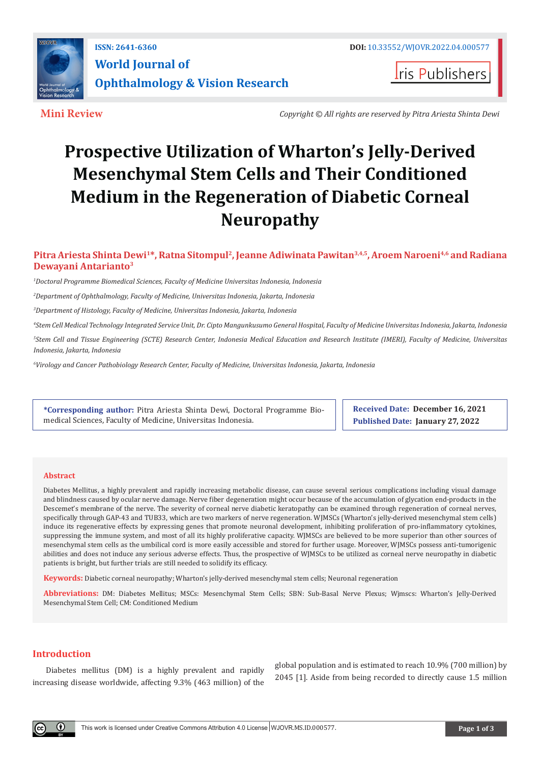**Mini Review**

*Copyright © All rights are reserved by Pitra Ariesta Shinta Dewi*

# Prospective Utilization of Wharton's Jelly-Derived Mesenchymal Stem Cells and Their Conditioned Medium in the Regeneration of Diabetic Corneal Neuropathy

**Pitra Ariesta Shinta Dewi[1]\*, Ratna Sitompul[2], Jeanne Adiwinata Pawitan[3,4,5], Aroem Naroeni[4,6] and Radiana Dewayani Antarianto[3]**

*[1]Doctoral Programme Biomedical Sciences, Faculty of Medicine Universitas Indonesia, Indonesia*

*[2]Department of Ophthalmology, Faculty of Medicine, Universitas Indonesia, Jakarta, Indonesia*

*[3]Department of Histology, Faculty of Medicine, Universitas Indonesia, Jakarta, Indonesia*

*[4]Stem Cell Medical Technology Integrated Service Unit, Dr. Cipto Mangunkusumo General Hospital, Faculty of Medicine Universitas Indonesia, Jakarta, Indonesia*

*[5]Stem Cell and Tissue Engineering (SCTE) Research Center, Indonesia Medical Education and Research Institute (IMERI), Faculty of Medicine, Universitas Indonesia, Jakarta, Indonesia*

*[6]Virology and Cancer Pathobiology Research Center, Faculty of Medicine, Universitas Indonesia, Jakarta, Indonesia*

**\*Corresponding author:** Pitra Ariesta Shinta Dewi, Doctoral Programme Biomedical Sciences, Faculty of Medicine, Universitas Indonesia.

**Received Date: December 16, 2021**
**Published Date: January 27, 2022**

## Abstract

Diabetes Mellitus, a highly prevalent and rapidly increasing metabolic disease, can cause several serious complications including visual damage and blindness caused by ocular nerve damage. Nerve fiber degeneration might occur because of the accumulation of glycation end-products in the Descemet's membrane of the nerve. The severity of corneal nerve diabetic keratopathy can be examined through regeneration of corneal nerves, specifically through GAP-43 and TUB33, which are two markers of nerve regeneration. WJMSCs (Wharton's jelly-derived mesenchymal stem cells) induce its regenerative effects by expressing genes that promote neuronal development, inhibiting proliferation of pro-inflammatory cytokines, suppressing the immune system, and most of all its highly proliferative capacity. WJMSCs are believed to be more superior than other sources of mesenchymal stem cells as the umbilical cord is more easily accessible and stored for further usage. Moreover, WJMSCs possess anti-tumorigenic abilities and does not induce any serious adverse effects. Thus, the prospective of WJMSCs to be utilized as corneal nerve neuropathy in diabetic patients is bright, but further trials are still needed to solidify its efficacy.

**Keywords:** Diabetic corneal neuropathy; Wharton's jelly-derived mesenchymal stem cells; Neuronal regeneration

**Abbreviations:** DM: Diabetes Mellitus; MSCs: Mesenchymal Stem Cells; SBN: Sub-Basal Nerve Plexus; Wjmscs: Wharton's Jelly-Derived Mesenchymal Stem Cell; CM: Conditioned Medium

## Introduction

Diabetes mellitus (DM) is a highly prevalent and rapidly increasing disease worldwide, affecting 9.3% (463 million) of the global population and is estimated to reach 10.9% (700 million) by 2045 [1]. Aside from being recorded to directly cause 1.5 million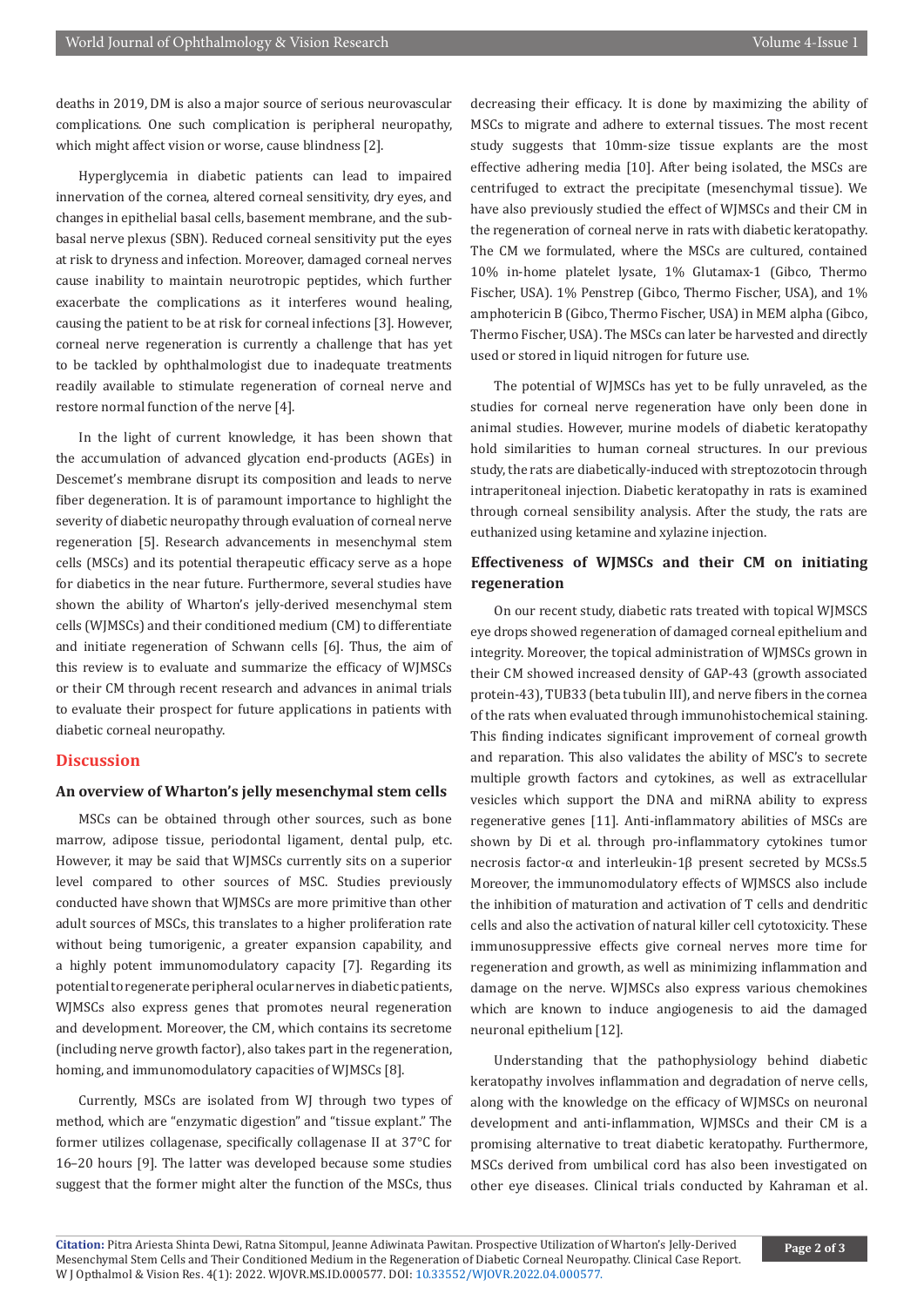deaths in 2019, DM is also a major source of serious neurovascular complications. One such complication is peripheral neuropathy, which might affect vision or worse, cause blindness [2].

Hyperglycemia in diabetic patients can lead to impaired innervation of the cornea, altered corneal sensitivity, dry eyes, and changes in epithelial basal cells, basement membrane, and the sub-basal nerve plexus (SBN). Reduced corneal sensitivity put the eyes at risk to dryness and infection. Moreover, damaged corneal nerves cause inability to maintain neurotropic peptides, which further exacerbate the complications as it interferes wound healing, causing the patient to be at risk for corneal infections [3]. However, corneal nerve regeneration is currently a challenge that has yet to be tackled by ophthalmologist due to inadequate treatments readily available to stimulate regeneration of corneal nerve and restore normal function of the nerve [4].

In the light of current knowledge, it has been shown that the accumulation of advanced glycation end-products (AGEs) in Descemet's membrane disrupt its composition and leads to nerve fiber degeneration. It is of paramount importance to highlight the severity of diabetic neuropathy through evaluation of corneal nerve regeneration [5]. Research advancements in mesenchymal stem cells (MSCs) and its potential therapeutic efficacy serve as a hope for diabetics in the near future. Furthermore, several studies have shown the ability of Wharton's jelly-derived mesenchymal stem cells (WJMSCs) and their conditioned medium (CM) to differentiate and initiate regeneration of Schwann cells [6]. Thus, the aim of this review is to evaluate and summarize the efficacy of WJMSCs or their CM through recent research and advances in animal trials to evaluate their prospect for future applications in patients with diabetic corneal neuropathy.

## Discussion

### An overview of Wharton's jelly mesenchymal stem cells

MSCs can be obtained through other sources, such as bone marrow, adipose tissue, periodontal ligament, dental pulp, etc. However, it may be said that WJMSCs currently sits on a superior level compared to other sources of MSC. Studies previously conducted have shown that WJMSCs are more primitive than other adult sources of MSCs, this translates to a higher proliferation rate without being tumorigenic, a greater expansion capability, and a highly potent immunomodulatory capacity [7]. Regarding its potential to regenerate peripheral ocular nerves in diabetic patients, WJMSCs also express genes that promotes neural regeneration and development. Moreover, the CM, which contains its secretome (including nerve growth factor), also takes part in the regeneration, homing, and immunomodulatory capacities of WJMSCs [8].

Currently, MSCs are isolated from WJ through two types of method, which are "enzymatic digestion" and "tissue explant." The former utilizes collagenase, specifically collagenase II at 37°C for 16–20 hours [9]. The latter was developed because some studies suggest that the former might alter the function of the MSCs, thus decreasing their efficacy. It is done by maximizing the ability of MSCs to migrate and adhere to external tissues. The most recent study suggests that 10mm-size tissue explants are the most effective adhering media [10]. After being isolated, the MSCs are centrifuged to extract the precipitate (mesenchymal tissue). We have also previously studied the effect of WJMSCs and their CM in the regeneration of corneal nerve in rats with diabetic keratopathy. The CM we formulated, where the MSCs are cultured, contained 10% in-home platelet lysate, 1% Glutamax-1 (Gibco, Thermo Fischer, USA). 1% Penstrep (Gibco, Thermo Fischer, USA), and 1% amphotericin B (Gibco, Thermo Fischer, USA) in MEM alpha (Gibco, Thermo Fischer, USA). The MSCs can later be harvested and directly used or stored in liquid nitrogen for future use.

The potential of WJMSCs has yet to be fully unraveled, as the studies for corneal nerve regeneration have only been done in animal studies. However, murine models of diabetic keratopathy hold similarities to human corneal structures. In our previous study, the rats are diabetically-induced with streptozotocin through intraperitoneal injection. Diabetic keratopathy in rats is examined through corneal sensibility analysis. After the study, the rats are euthanized using ketamine and xylazine injection.

### Effectiveness of WJMSCs and their CM on initiating regeneration

On our recent study, diabetic rats treated with topical WJMSCS eye drops showed regeneration of damaged corneal epithelium and integrity. Moreover, the topical administration of WJMSCs grown in their CM showed increased density of GAP-43 (growth associated protein-43), TUB33 (beta tubulin III), and nerve fibers in the cornea of the rats when evaluated through immunohistochemical staining. This finding indicates significant improvement of corneal growth and reparation. This also validates the ability of MSC's to secrete multiple growth factors and cytokines, as well as extracellular vesicles which support the DNA and miRNA ability to express regenerative genes [11]. Anti-inflammatory abilities of MSCs are shown by Di et al. through pro-inflammatory cytokines tumor necrosis factor-α and interleukin-1β present secreted by MCSs.5 Moreover, the immunomodulatory effects of WJMSCS also include the inhibition of maturation and activation of T cells and dendritic cells and also the activation of natural killer cell cytotoxicity. These immunosuppressive effects give corneal nerves more time for regeneration and growth, as well as minimizing inflammation and damage on the nerve. WJMSCs also express various chemokines which are known to induce angiogenesis to aid the damaged neuronal epithelium [12].

Understanding that the pathophysiology behind diabetic keratopathy involves inflammation and degradation of nerve cells, along with the knowledge on the efficacy of WJMSCs on neuronal development and anti-inflammation, WJMSCs and their CM is a promising alternative to treat diabetic keratopathy. Furthermore, MSCs derived from umbilical cord has also been investigated on other eye diseases. Clinical trials conducted by Kahraman et al.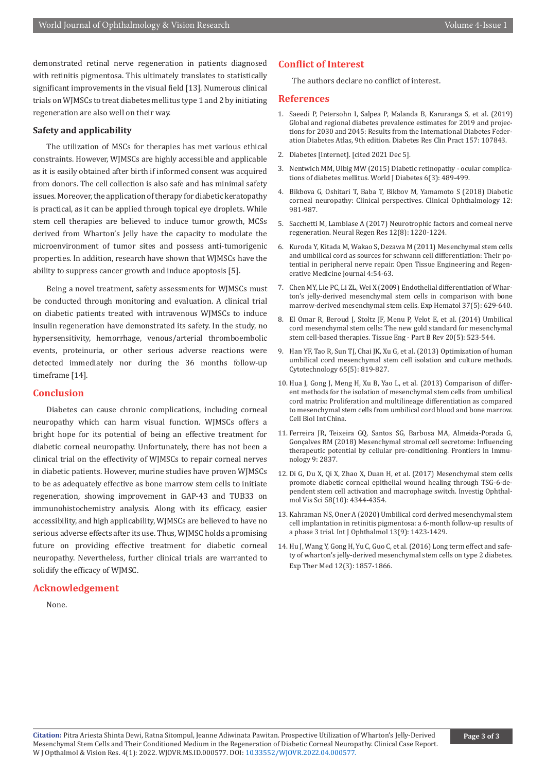demonstrated retinal nerve regeneration in patients diagnosed with retinitis pigmentosa. This ultimately translates to statistically significant improvements in the visual field [13]. Numerous clinical trials on WJMSCs to treat diabetes mellitus type 1 and 2 by initiating regeneration are also well on their way.

### Safety and applicability

The utilization of MSCs for therapies has met various ethical constraints. However, WJMSCs are highly accessible and applicable as it is easily obtained after birth if informed consent was acquired from donors. The cell collection is also safe and has minimal safety issues. Moreover, the application of therapy for diabetic keratopathy is practical, as it can be applied through topical eye droplets. While stem cell therapies are believed to induce tumor growth, MCSs derived from Wharton's Jelly have the capacity to modulate the microenvironment of tumor sites and possess anti-tumorigenic properties. In addition, research have shown that WJMSCs have the ability to suppress cancer growth and induce apoptosis [5].

Being a novel treatment, safety assessments for WJMSCs must be conducted through monitoring and evaluation. A clinical trial on diabetic patients treated with intravenous WJMSCs to induce insulin regeneration have demonstrated its safety. In the study, no hypersensitivity, hemorrhage, venous/arterial thromboembolic events, proteinuria, or other serious adverse reactions were detected immediately nor during the 36 months follow-up timeframe [14].

## Conclusion

Diabetes can cause chronic complications, including corneal neuropathy which can harm visual function. WJMSCs offers a bright hope for its potential of being an effective treatment for diabetic corneal neuropathy. Unfortunately, there has not been a clinical trial on the effectivity of WJMSCs to repair corneal nerves in diabetic patients. However, murine studies have proven WJMSCs to be as adequately effective as bone marrow stem cells to initiate regeneration, showing improvement in GAP-43 and TUB33 on immunohistochemistry analysis. Along with its efficacy, easier accessibility, and high applicability, WJMSCs are believed to have no serious adverse effects after its use. Thus, WJMSC holds a promising future on providing effective treatment for diabetic corneal neuropathy. Nevertheless, further clinical trials are warranted to solidify the efficacy of WJMSC.

## Acknowledgement

None.

## Conflict of Interest

The authors declare no conflict of interest.

## References

1. Saeedi P, Petersohn I, Salpea P, Malanda B, Karuranga S, et al. (2019) Global and regional diabetes prevalence estimates for 2019 and projections for 2030 and 2045: Results from the International Diabetes Federation Diabetes Atlas, 9th edition. Diabetes Res Clin Pract 157: 107843.
2. Diabetes [Internet]. [cited 2021 Dec 5].
3. Nentwich MM, Ulbig MW (2015) Diabetic retinopathy - ocular complications of diabetes mellitus. World J Diabetes 6(3): 489-499.
4. Bikbova G, Oshitari T, Baba T, Bikbov M, Yamamoto S (2018) Diabetic corneal neuropathy: Clinical perspectives. Clinical Ophthalmology 12: 981-987.
5. Sacchetti M, Lambiase A (2017) Neurotrophic factors and corneal nerve regeneration. Neural Regen Res 12(8): 1220-1224.
6. Kuroda Y, Kitada M, Wakao S, Dezawa M (2011) Mesenchymal stem cells and umbilical cord as sources for schwann cell differentiation: Their potential in peripheral nerve repair. Open Tissue Engineering and Regenerative Medicine Journal 4:54-63.
7. Chen MY, Lie PC, Li ZL, Wei X (2009) Endothelial differentiation of Wharton's jelly-derived mesenchymal stem cells in comparison with bone marrow-derived mesenchymal stem cells. Exp Hematol 37(5): 629-640.
8. El Omar R, Beroud J, Stoltz JF, Menu P, Velot E, et al. (2014) Umbilical cord mesenchymal stem cells: The new gold standard for mesenchymal stem cell-based therapies. Tissue Eng - Part B Rev 20(5): 523-544.
9. Han YF, Tao R, Sun TJ, Chai JK, Xu G, et al. (2013) Optimization of human umbilical cord mesenchymal stem cell isolation and culture methods. Cytotechnology 65(5): 819-827.
10. Hua J, Gong J, Meng H, Xu B, Yao L, et al. (2013) Comparison of different methods for the isolation of mesenchymal stem cells from umbilical cord matrix: Proliferation and multilineage differentiation as compared to mesenchymal stem cells from umbilical cord blood and bone marrow. Cell Biol Int China.
11. Ferreira JR, Teixeira GQ, Santos SG, Barbosa MA, Almeida-Porada G, Gonçalves RM (2018) Mesenchymal stromal cell secretome: Influencing therapeutic potential by cellular pre-conditioning. Frontiers in Immunology 9: 2837.
12. Di G, Du X, Qi X, Zhao X, Duan H, et al. (2017) Mesenchymal stem cells promote diabetic corneal epithelial wound healing through TSG-6-dependent stem cell activation and macrophage switch. Investig Ophthalmol Vis Sci 58(10): 4344-4354.
13. Kahraman NS, Oner A (2020) Umbilical cord derived mesenchymal stem cell implantation in retinitis pigmentosa: a 6-month follow-up results of a phase 3 trial. Int J Ophthalmol 13(9): 1423-1429.
14. Hu J, Wang Y, Gong H, Yu C, Guo C, et al. (2016) Long term effect and safety of wharton's jelly-derived mesenchymal stem cells on type 2 diabetes. Exp Ther Med 12(3): 1857-1866.

**Citation:** Pitra Ariesta Shinta Dewi, Ratna Sitompul, Jeanne Adiwinata Pawitan. Prospective Utilization of Wharton's Jelly-Derived Mesenchymal Stem Cells and Their Conditioned Medium in the Regeneration of Diabetic Corneal Neuropathy. Clinical Case Report. W J Opthalmol & Vision Res. 4(1): 2022. WJOVR.MS.ID.000577. DOI: 10.33552/WJOVR.2022.04.000577.